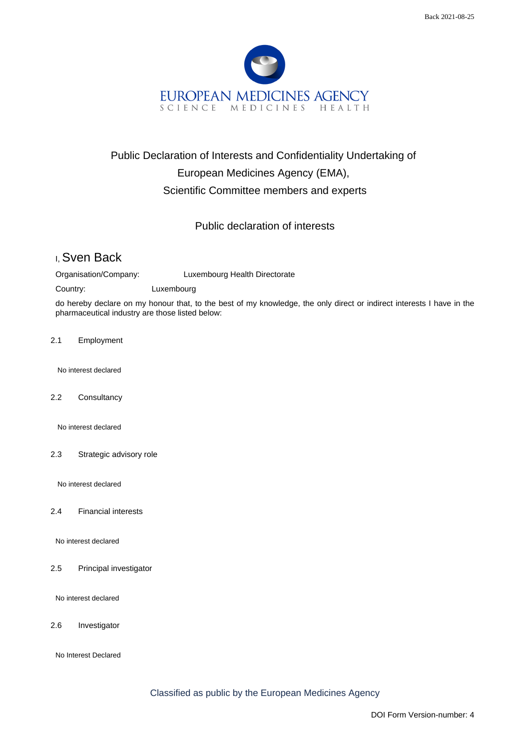EUROPEAN MEDICINES AGENCY
SCIENCE MEDICINES HEALTH

# Public Declaration of Interests and Confidentiality Undertaking of European Medicines Agency (EMA), Scientific Committee members and experts

## Public declaration of interests

I, Sven Back

Organisation/Company: Luxembourg Health Directorate

Country: Luxembourg

do hereby declare on my honour that, to the best of my knowledge, the only direct or indirect interests I have in the pharmaceutical industry are those listed below:

2.1 Employment

No interest declared

2.2 Consultancy

No interest declared

2.3 Strategic advisory role

No interest declared

2.4 Financial interests

No interest declared

2.5 Principal investigator

No interest declared

2.6 Investigator

No Interest Declared

Classified as public by the European Medicines Agency

DOI Form Version-number: 4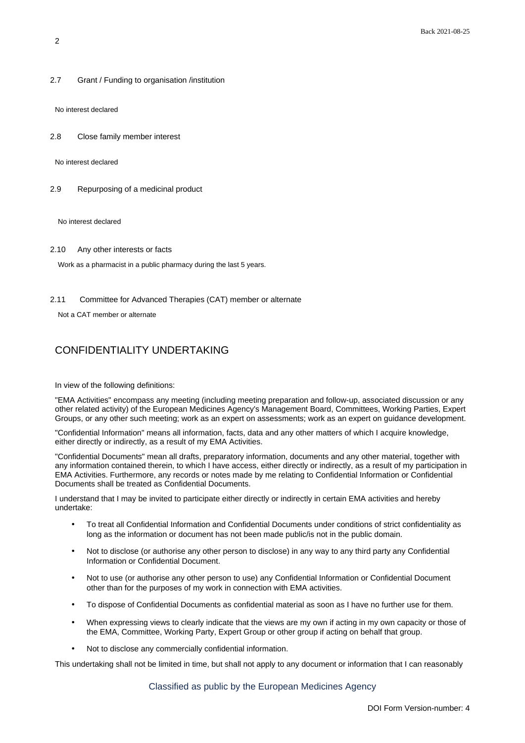2.7 Grant / Funding to organisation /institution

No interest declared

2.8 Close family member interest

No interest declared

2.9 Repurposing of a medicinal product

No interest declared

2.10 Any other interests or facts

Work as a pharmacist in a public pharmacy during the last 5 years.

2.11 Committee for Advanced Therapies (CAT) member or alternate

Not a CAT member or alternate

## CONFIDENTIALITY UNDERTAKING

In view of the following definitions:

"EMA Activities" encompass any meeting (including meeting preparation and follow-up, associated discussion or any other related activity) of the European Medicines Agency's Management Board, Committees, Working Parties, Expert Groups, or any other such meeting; work as an expert on assessments; work as an expert on guidance development.

"Confidential Information" means all information, facts, data and any other matters of which I acquire knowledge, either directly or indirectly, as a result of my EMA Activities.

"Confidential Documents" mean all drafts, preparatory information, documents and any other material, together with any information contained therein, to which I have access, either directly or indirectly, as a result of my participation in EMA Activities. Furthermore, any records or notes made by me relating to Confidential Information or Confidential Documents shall be treated as Confidential Documents.

I understand that I may be invited to participate either directly or indirectly in certain EMA activities and hereby undertake:

- To treat all Confidential Information and Confidential Documents under conditions of strict confidentiality as long as the information or document has not been made public/is not in the public domain.
- Not to disclose (or authorise any other person to disclose) in any way to any third party any Confidential Information or Confidential Document.
- Not to use (or authorise any other person to use) any Confidential Information or Confidential Document other than for the purposes of my work in connection with EMA activities.
- To dispose of Confidential Documents as confidential material as soon as I have no further use for them.
- When expressing views to clearly indicate that the views are my own if acting in my own capacity or those of the EMA, Committee, Working Party, Expert Group or other group if acting on behalf that group.
- Not to disclose any commercially confidential information.

This undertaking shall not be limited in time, but shall not apply to any document or information that I can reasonably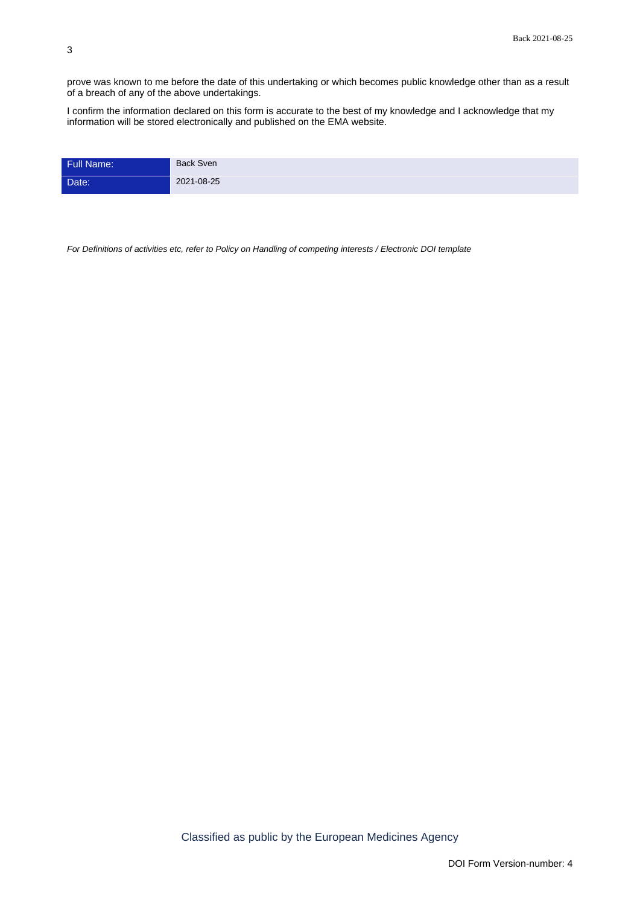prove was known to me before the date of this undertaking or which becomes public knowledge other than as a result of a breach of any of the above undertakings.

I confirm the information declared on this form is accurate to the best of my knowledge and I acknowledge that my information will be stored electronically and published on the EMA website.

| | |
|---|---|
| Full Name: | Back Sven |
| Date: | 2021-08-25 |

*For Definitions of activities etc, refer to Policy on Handling of competing interests / Electronic DOI template*

Classified as public by the European Medicines Agency

DOI Form Version-number: 4